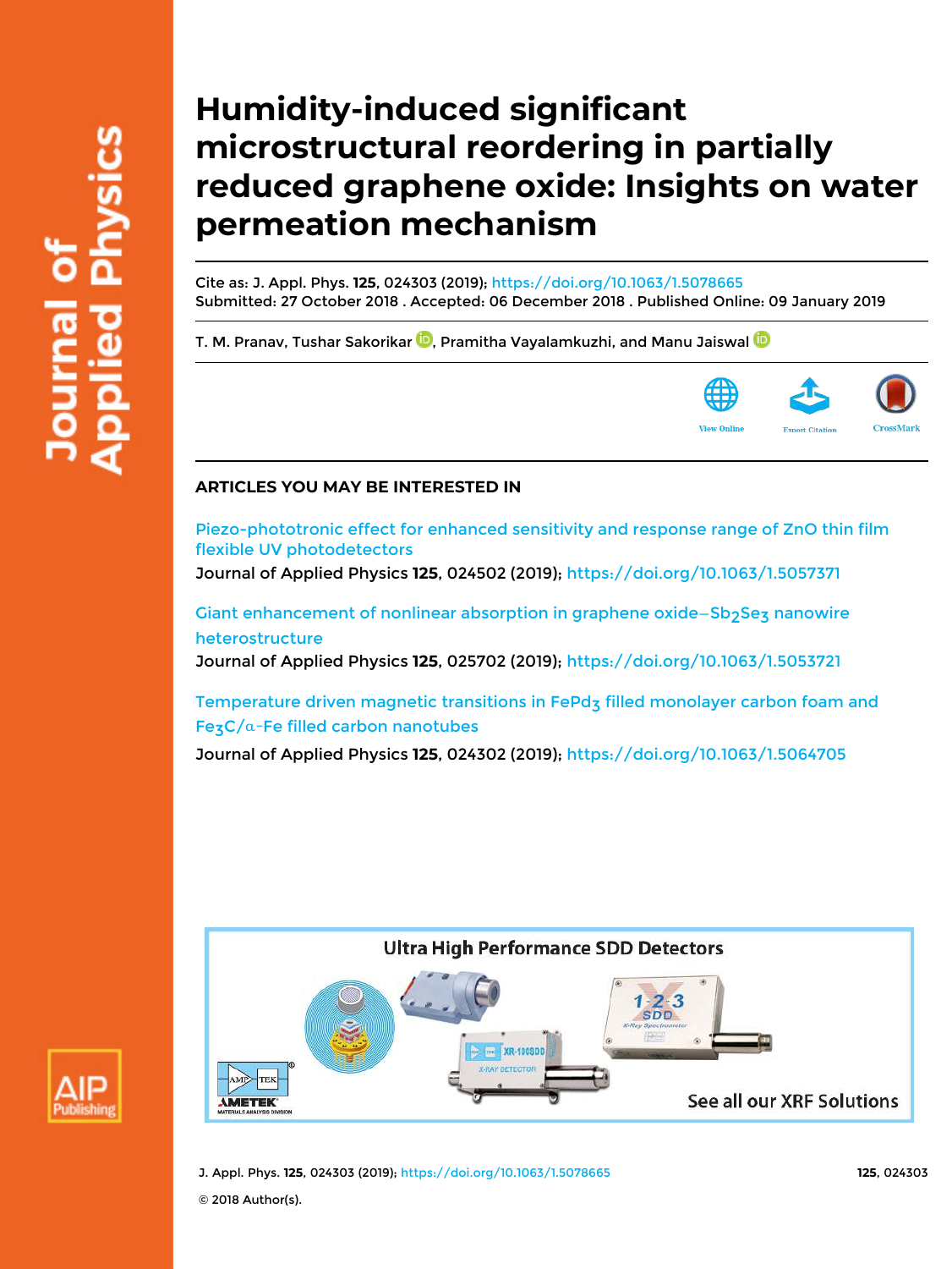# Humidity-induced significant microstructural reordering in partially reduced graphene oxide: Insights on water permeation mechanism

Cite as: J. Appl. Phys. **125**, 024303 (2019); https://doi.org/10.1063/1.5078665
Submitted: 27 October 2018 . Accepted: 06 December 2018 . Published Online: 09 January 2019

T. M. Pranav, Tushar Sakorikar, Pramitha Vayalamkuzhi, and Manu Jaiswal

## ARTICLES YOU MAY BE INTERESTED IN

Piezo-phototronic effect for enhanced sensitivity and response range of ZnO thin film flexible UV photodetectors
Journal of Applied Physics **125**, 024502 (2019); https://doi.org/10.1063/1.5057371

Giant enhancement of nonlinear absorption in graphene oxide–$Sb_2Se_3$ nanowire heterostructure
Journal of Applied Physics **125**, 025702 (2019); https://doi.org/10.1063/1.5053721

Temperature driven magnetic transitions in $FePd_3$ filled monolayer carbon foam and $Fe_3C/\alpha$-Fe filled carbon nanotubes
Journal of Applied Physics **125**, 024302 (2019); https://doi.org/10.1063/1.5064705

© 2018 Author(s).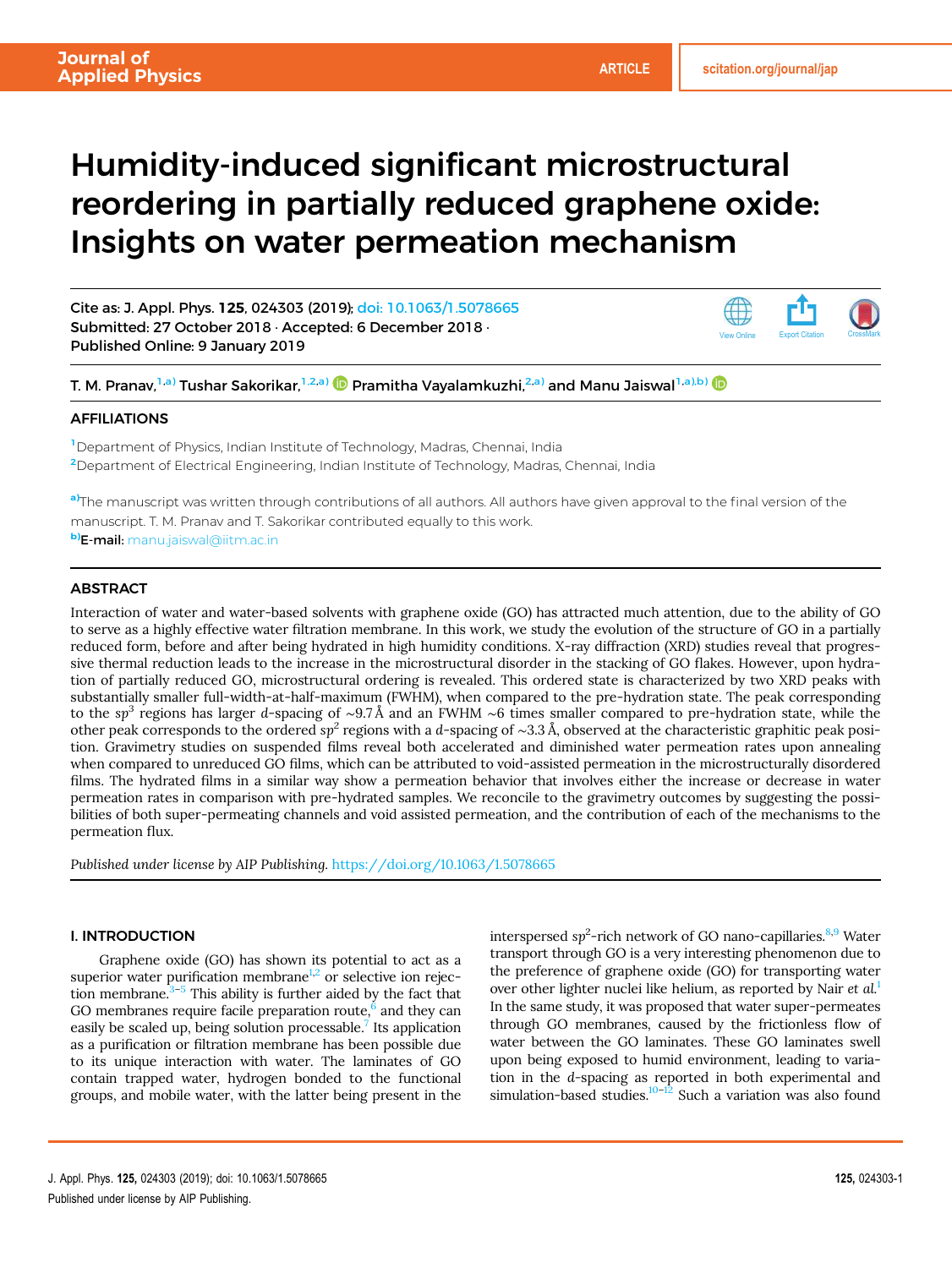# Humidity-induced significant microstructural reordering in partially reduced graphene oxide: Insights on water permeation mechanism

Cite as: J. Appl. Phys. **125**, 024303 (2019); doi: 10.1063/1.5078665
Submitted: 27 October 2018 · Accepted: 6 December 2018 ·
Published Online: 9 January 2019

T. M. Pranav,[1,a)] Tushar Sakorikar,[1,2,a)] Pramitha Vayalamkuzhi,[2,a)] and Manu Jaiswal[1,a),b)]

## AFFILIATIONS

[1] Department of Physics, Indian Institute of Technology, Madras, Chennai, India

[2] Department of Electrical Engineering, Indian Institute of Technology, Madras, Chennai, India

[a)] The manuscript was written through contributions of all authors. All authors have given approval to the final version of the manuscript. T. M. Pranav and T. Sakorikar contributed equally to this work.

[b)] **E-mail:** manu.jaiswal@iitm.ac.in

## ABSTRACT

Interaction of water and water-based solvents with graphene oxide (GO) has attracted much attention, due to the ability of GO to serve as a highly effective water filtration membrane. In this work, we study the evolution of the structure of GO in a partially reduced form, before and after being hydrated in high humidity conditions. X-ray diffraction (XRD) studies reveal that progressive thermal reduction leads to the increase in the microstructural disorder in the stacking of GO flakes. However, upon hydration of partially reduced GO, microstructural ordering is revealed. This ordered state is characterized by two XRD peaks with substantially smaller full-width-at-half-maximum (FWHM), when compared to the pre-hydration state. The peak corresponding to the $sp^3$ regions has larger $d$-spacing of ∼9.7 Å and an FWHM ∼6 times smaller compared to pre-hydration state, while the other peak corresponds to the ordered $sp^2$ regions with a $d$-spacing of ∼3.3 Å, observed at the characteristic graphitic peak position. Gravimetry studies on suspended films reveal both accelerated and diminished water permeation rates upon annealing when compared to unreduced GO films, which can be attributed to void-assisted permeation in the microstructurally disordered films. The hydrated films in a similar way show a permeation behavior that involves either the increase or decrease in water permeation rates in comparison with pre-hydrated samples. We reconcile to the gravimetry outcomes by suggesting the possibilities of both super-permeating channels and void assisted permeation, and the contribution of each of the mechanisms to the permeation flux.

*Published under license by AIP Publishing.* https://doi.org/10.1063/1.5078665

## I. INTRODUCTION

Graphene oxide (GO) has shown its potential to act as a superior water purification membrane[1,2] or selective ion rejection membrane.[3–5] This ability is further aided by the fact that GO membranes require facile preparation route,[6] and they can easily be scaled up, being solution processable.[7] Its application as a purification or filtration membrane has been possible due to its unique interaction with water. The laminates of GO contain trapped water, hydrogen bonded to the functional groups, and mobile water, with the latter being present in the interspersed $sp^2$-rich network of GO nano-capillaries.[8,9] Water transport through GO is a very interesting phenomenon due to the preference of graphene oxide (GO) for transporting water over other lighter nuclei like helium, as reported by Nair *et al.*[1] In the same study, it was proposed that water super-permeates through GO membranes, caused by the frictionless flow of water between the GO laminates. These GO laminates swell upon being exposed to humid environment, leading to variation in the $d$-spacing as reported in both experimental and simulation-based studies.[10–12] Such a variation was also found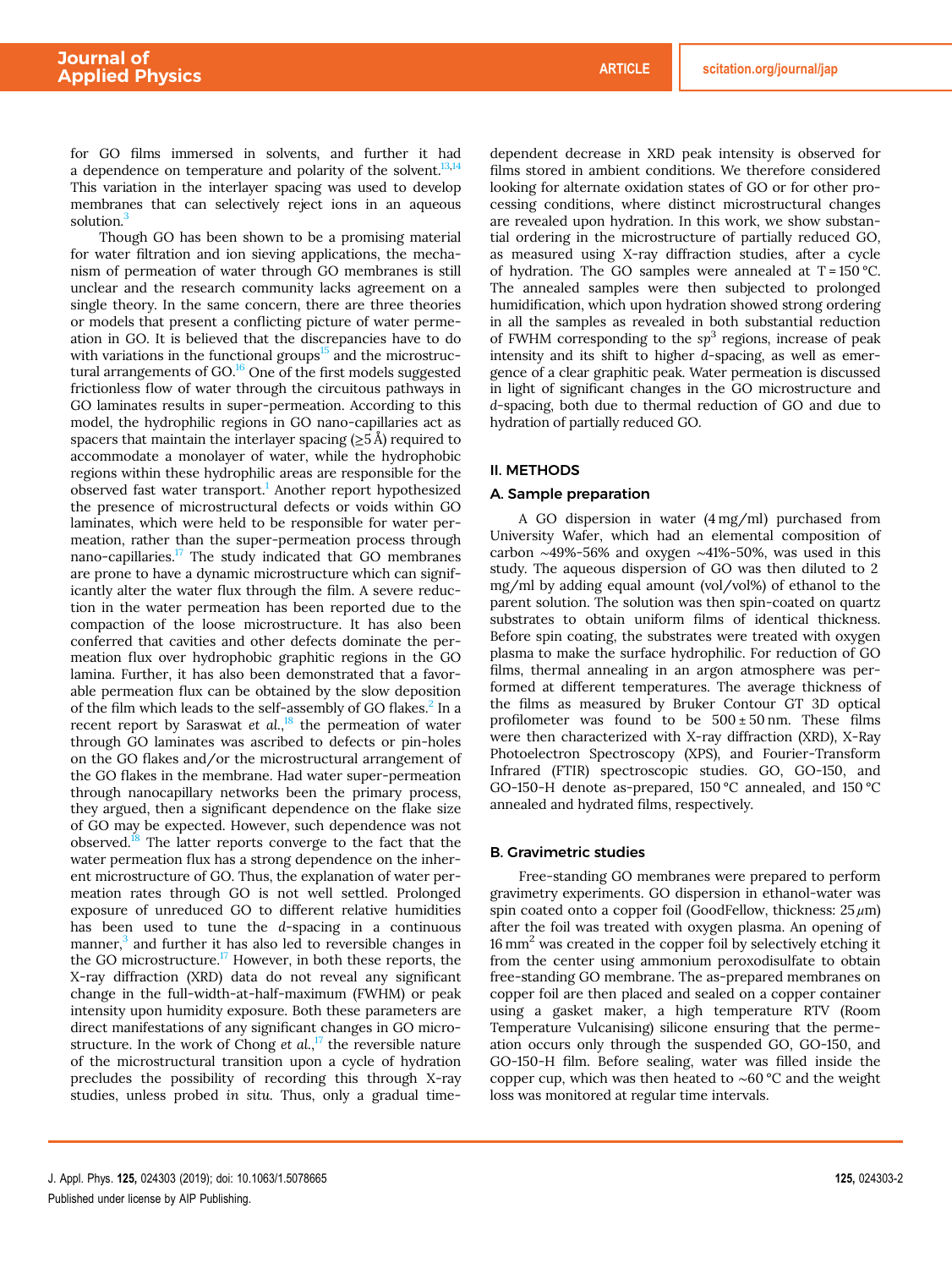for GO films immersed in solvents, and further it had a dependence on temperature and polarity of the solvent.[13,14] This variation in the interlayer spacing was used to develop membranes that can selectively reject ions in an aqueous solution.[3]

Though GO has been shown to be a promising material for water filtration and ion sieving applications, the mechanism of permeation of water through GO membranes is still unclear and the research community lacks agreement on a single theory. In the same concern, there are three theories or models that present a conflicting picture of water permeation in GO. It is believed that the discrepancies have to do with variations in the functional groups[15] and the microstructural arrangements of GO.[16] One of the first models suggested frictionless flow of water through the circuitous pathways in GO laminates results in super-permeation. According to this model, the hydrophilic regions in GO nano-capillaries act as spacers that maintain the interlayer spacing (≥5 Å) required to accommodate a monolayer of water, while the hydrophobic regions within these hydrophilic areas are responsible for the observed fast water transport.[1] Another report hypothesized the presence of microstructural defects or voids within GO laminates, which were held to be responsible for water permeation, rather than the super-permeation process through nano-capillaries.[17] The study indicated that GO membranes are prone to have a dynamic microstructure which can significantly alter the water flux through the film. A severe reduction in the water permeation has been reported due to the compaction of the loose microstructure. It has also been conferred that cavities and other defects dominate the permeation flux over hydrophobic graphitic regions in the GO lamina. Further, it has also been demonstrated that a favorable permeation flux can be obtained by the slow deposition of the film which leads to the self-assembly of GO flakes.[2] In a recent report by Saraswat *et al.*,[18] the permeation of water through GO laminates was ascribed to defects or pin-holes on the GO flakes and/or the microstructural arrangement of the GO flakes in the membrane. Had water super-permeation through nanocapillary networks been the primary process, they argued, then a significant dependence on the flake size of GO may be expected. However, such dependence was not observed.[18] The latter reports converge to the fact that the water permeation flux has a strong dependence on the inherent microstructure of GO. Thus, the explanation of water permeation rates through GO is not well settled. Prolonged exposure of unreduced GO to different relative humidities has been used to tune the *d*-spacing in a continuous manner,[3] and further it has also led to reversible changes in the GO microstructure.[17] However, in both these reports, the X-ray diffraction (XRD) data do not reveal any significant change in the full-width-at-half-maximum (FWHM) or peak intensity upon humidity exposure. Both these parameters are direct manifestations of any significant changes in GO microstructure. In the work of Chong *et al.*,[17] the reversible nature of the microstructural transition upon a cycle of hydration precludes the possibility of recording this through X-ray studies, unless probed *in situ*. Thus, only a gradual time-dependent decrease in XRD peak intensity is observed for films stored in ambient conditions. We therefore considered looking for alternate oxidation states of GO or for other processing conditions, where distinct microstructural changes are revealed upon hydration. In this work, we show substantial ordering in the microstructure of partially reduced GO, as measured using X-ray diffraction studies, after a cycle of hydration. The GO samples were annealed at T = 150 °C. The annealed samples were then subjected to prolonged humidification, which upon hydration showed strong ordering in all the samples as revealed in both substantial reduction of FWHM corresponding to the $sp^3$ regions, increase of peak intensity and its shift to higher *d*-spacing, as well as emergence of a clear graphitic peak. Water permeation is discussed in light of significant changes in the GO microstructure and *d*-spacing, both due to thermal reduction of GO and due to hydration of partially reduced GO.

## II. METHODS

### A. Sample preparation

A GO dispersion in water (4 mg/ml) purchased from University Wafer, which had an elemental composition of carbon ∼49%-56% and oxygen ∼41%-50%, was used in this study. The aqueous dispersion of GO was then diluted to 2 mg/ml by adding equal amount (vol/vol%) of ethanol to the parent solution. The solution was then spin-coated on quartz substrates to obtain uniform films of identical thickness. Before spin coating, the substrates were treated with oxygen plasma to make the surface hydrophilic. For reduction of GO films, thermal annealing in an argon atmosphere was performed at different temperatures. The average thickness of the films as measured by Bruker Contour GT 3D optical profilometer was found to be 500 ± 50 nm. These films were then characterized with X-ray diffraction (XRD), X-Ray Photoelectron Spectroscopy (XPS), and Fourier-Transform Infrared (FTIR) spectroscopic studies. GO, GO-150, and GO-150-H denote as-prepared, 150 °C annealed, and 150 °C annealed and hydrated films, respectively.

### B. Gravimetric studies

Free-standing GO membranes were prepared to perform gravimetry experiments. GO dispersion in ethanol-water was spin coated onto a copper foil (GoodFellow, thickness: 25 $\mu$m) after the foil was treated with oxygen plasma. An opening of 16 mm$^2$ was created in the copper foil by selectively etching it from the center using ammonium peroxodisulfate to obtain free-standing GO membrane. The as-prepared membranes on copper foil are then placed and sealed on a copper container using a gasket maker, a high temperature RTV (Room Temperature Vulcanising) silicone ensuring that the permeation occurs only through the suspended GO, GO-150, and GO-150-H film. Before sealing, water was filled inside the copper cup, which was then heated to ∼60 °C and the weight loss was monitored at regular time intervals.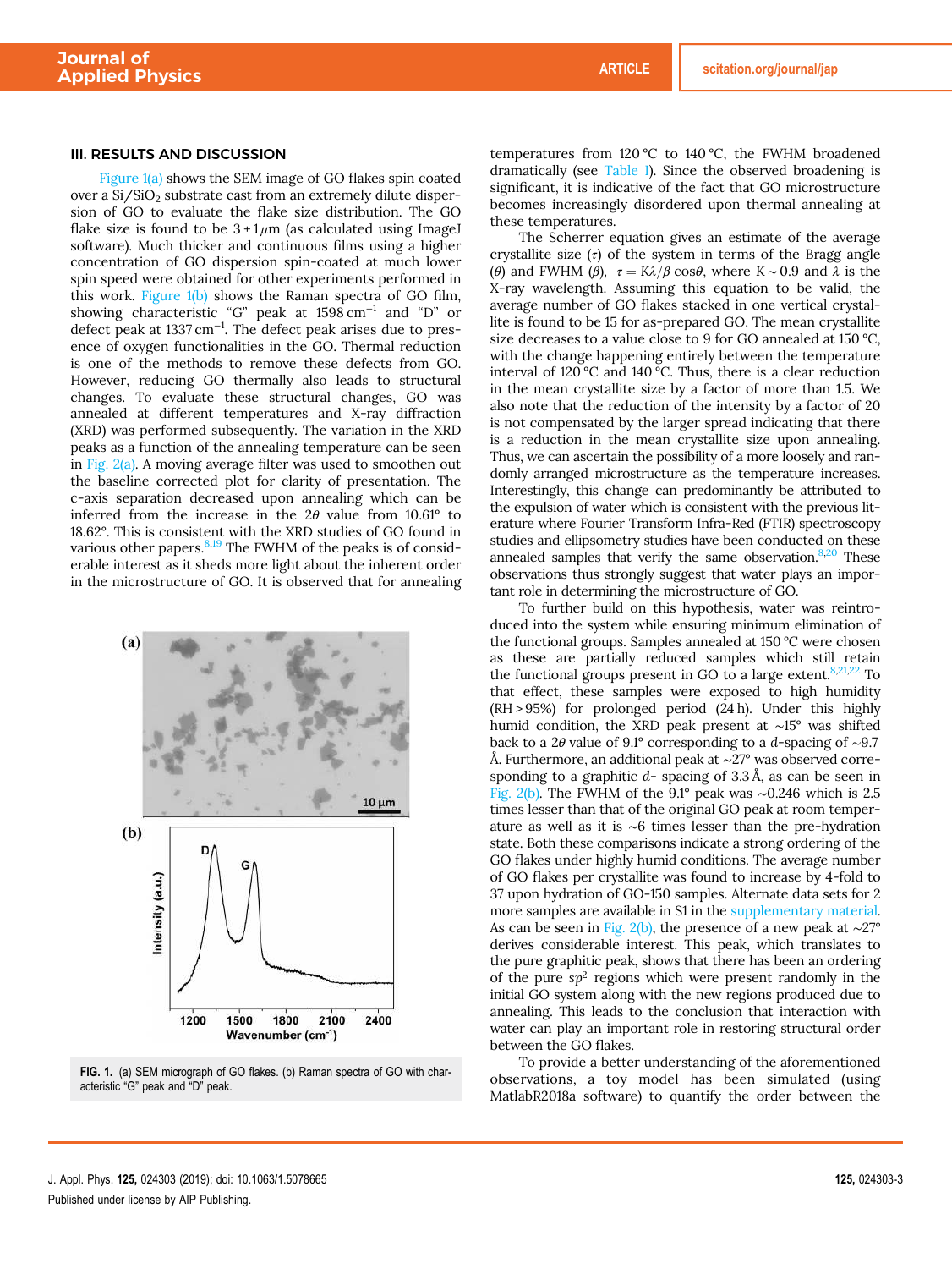## III. RESULTS AND DISCUSSION

Figure 1(a) shows the SEM image of GO flakes spin coated over a $Si/SiO_2$ substrate cast from an extremely dilute dispersion of GO to evaluate the flake size distribution. The GO flake size is found to be $3 \pm 1\,\mu m$ (as calculated using ImageJ software). Much thicker and continuous films using a higher concentration of GO dispersion spin-coated at much lower spin speed were obtained for other experiments performed in this work. Figure 1(b) shows the Raman spectra of GO film, showing characteristic "G" peak at 1598 $cm^{-1}$ and "D" or defect peak at 1337 $cm^{-1}$. The defect peak arises due to presence of oxygen functionalities in the GO. Thermal reduction is one of the methods to remove these defects from GO. However, reducing GO thermally also leads to structural changes. To evaluate these structural changes, GO was annealed at different temperatures and X-ray diffraction (XRD) was performed subsequently. The variation in the XRD peaks as a function of the annealing temperature can be seen in Fig. 2(a). A moving average filter was used to smoothen out the baseline corrected plot for clarity of presentation. The c-axis separation decreased upon annealing which can be inferred from the increase in the $2\theta$ value from 10.61° to 18.62°. This is consistent with the XRD studies of GO found in various other papers.[8,19] The FWHM of the peaks is of considerable interest as it sheds more light about the inherent order in the microstructure of GO. It is observed that for annealing temperatures from 120 °C to 140 °C, the FWHM broadened dramatically (see Table I). Since the observed broadening is significant, it is indicative of the fact that GO microstructure becomes increasingly disordered upon thermal annealing at these temperatures.

The Scherrer equation gives an estimate of the average crystallite size ($\tau$) of the system in terms of the Bragg angle ($\theta$) and FWHM ($\beta$), $\tau = K\lambda/\beta\cos\theta$, where $K \sim 0.9$ and $\lambda$ is the X-ray wavelength. Assuming this equation to be valid, the average number of GO flakes stacked in one vertical crystallite is found to be 15 for as-prepared GO. The mean crystallite size decreases to a value close to 9 for GO annealed at 150 °C, with the change happening entirely between the temperature interval of 120 °C and 140 °C. Thus, there is a clear reduction in the mean crystallite size by a factor of more than 1.5. We also note that the reduction of the intensity by a factor of 20 is not compensated by the larger spread indicating that there is a reduction in the mean crystallite size upon annealing. Thus, we can ascertain the possibility of a more loosely and randomly arranged microstructure as the temperature increases. Interestingly, this change can predominantly be attributed to the expulsion of water which is consistent with the previous literature where Fourier Transform Infra-Red (FTIR) spectroscopy studies and ellipsometry studies have been conducted on these annealed samples that verify the same observation.[8,20] These observations thus strongly suggest that water plays an important role in determining the microstructure of GO.

To further build on this hypothesis, water was reintroduced into the system while ensuring minimum elimination of the functional groups. Samples annealed at 150 °C were chosen as these are partially reduced samples which still retain the functional groups present in GO to a large extent.[8,21,22] To that effect, these samples were exposed to high humidity (RH > 95%) for prolonged period (24 h). Under this highly humid condition, the XRD peak present at ~15° was shifted back to a $2\theta$ value of 9.1° corresponding to a $d$-spacing of ~9.7 Å. Furthermore, an additional peak at ~27° was observed corresponding to a graphitic $d$- spacing of 3.3 Å, as can be seen in Fig. 2(b). The FWHM of the 9.1° peak was ~0.246 which is 2.5 times lesser than that of the original GO peak at room temperature as well as it is ~6 times lesser than the pre-hydration state. Both these comparisons indicate a strong ordering of the GO flakes under highly humid conditions. The average number of GO flakes per crystallite was found to increase by 4-fold to 37 upon hydration of GO-150 samples. Alternate data sets for 2 more samples are available in S1 in the supplementary material. As can be seen in Fig. 2(b), the presence of a new peak at ~27° derives considerable interest. This peak, which translates to the pure graphitic peak, shows that there has been an ordering of the pure $sp^2$ regions which were present randomly in the initial GO system along with the new regions produced due to annealing. This leads to the conclusion that interaction with water can play an important role in restoring structural order between the GO flakes.

To provide a better understanding of the aforementioned observations, a toy model has been simulated (using MatlabR2018a software) to quantify the order between the

FIG. 1. (a) SEM micrograph of GO flakes. (b) Raman spectra of GO with characteristic "G" peak and "D" peak.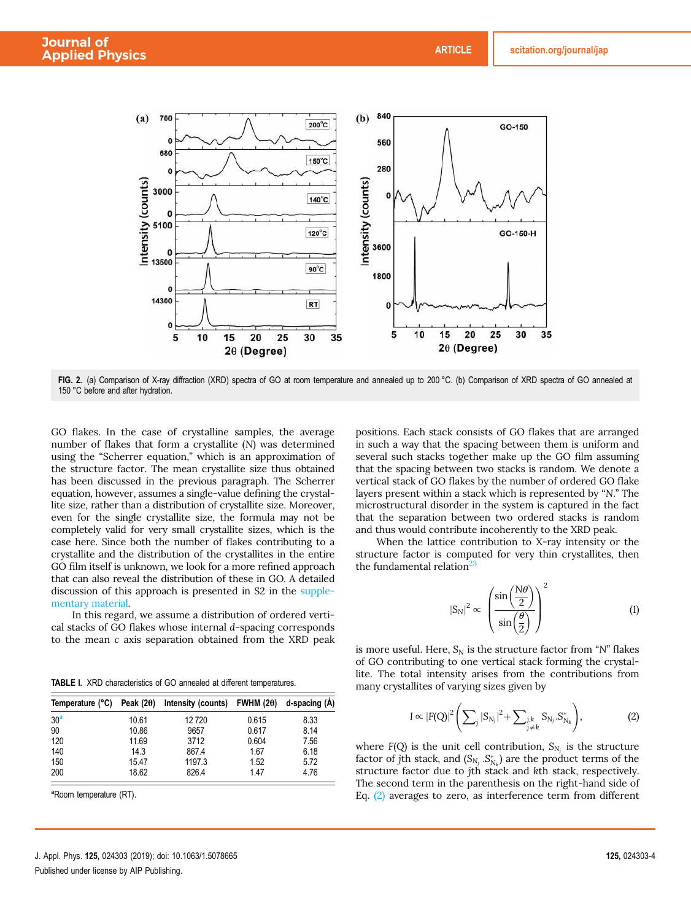FIG. 2. (a) Comparison of X-ray diffraction (XRD) spectra of GO at room temperature and annealed up to 200 °C. (b) Comparison of XRD spectra of GO annealed at 150 °C before and after hydration.

GO flakes. In the case of crystalline samples, the average number of flakes that form a crystallite (N) was determined using the "Scherrer equation," which is an approximation of the structure factor. The mean crystallite size thus obtained has been discussed in the previous paragraph. The Scherrer equation, however, assumes a single-value defining the crystallite size, rather than a distribution of crystallite size. Moreover, even for the single crystallite size, the formula may not be completely valid for very small crystallite sizes, which is the case here. Since both the number of flakes contributing to a crystallite and the distribution of the crystallites in the entire GO film itself is unknown, we look for a more refined approach that can also reveal the distribution of these in GO. A detailed discussion of this approach is presented in S2 in the supplementary material.

In this regard, we assume a distribution of ordered vertical stacks of GO flakes whose internal $d$-spacing corresponds to the mean c axis separation obtained from the XRD peak

TABLE I. XRD characteristics of GO annealed at different temperatures.

| Temperature (°C) | Peak (2θ) | Intensity (counts) | FWHM (2θ) | d-spacing (Å) |
|---|---|---|---|---|
| 30[a] | 10.61 | 12 720 | 0.615 | 8.33 |
| 90 | 10.86 | 9657 | 0.617 | 8.14 |
| 120 | 11.69 | 3712 | 0.604 | 7.56 |
| 140 | 14.3 | 867.4 | 1.67 | 6.18 |
| 150 | 15.47 | 1197.3 | 1.52 | 5.72 |
| 200 | 18.62 | 826.4 | 1.47 | 4.76 |

[a]Room temperature (RT).

positions. Each stack consists of GO flakes that are arranged in such a way that the spacing between them is uniform and several such stacks together make up the GO film assuming that the spacing between two stacks is random. We denote a vertical stack of GO flakes by the number of ordered GO flake layers present within a stack which is represented by "N." The microstructural disorder in the system is captured in the fact that the separation between two ordered stacks is random and thus would contribute incoherently to the XRD peak.

When the lattice contribution to X-ray intensity or the structure factor is computed for very thin crystallites, then the fundamental relation[23]

$$|S_N|^2 \propto \left( \frac{\sin\left(\frac{N\theta}{2}\right)}{\sin\left(\frac{\theta}{2}\right)} \right)^2 \tag{1}$$

is more useful. Here, $S_N$ is the structure factor from "N" flakes of GO contributing to one vertical stack forming the crystallite. The total intensity arises from the contributions from many crystallites of varying sizes given by

$$I \propto |F(Q)|^2 \left( \sum_j |S_{N_j}|^2 + \sum_{\substack{j,k \\ j \neq k}} S_{N_j} . S^*_{N_k} \right), \tag{2}$$

where F(Q) is the unit cell contribution, $S_{N_j}$ is the structure factor of $j$th stack, and ($S_{N_j} . S^*_{N_k}$) are the product terms of the structure factor due to $j$th stack and $k$th stack, respectively. The second term in the parenthesis on the right-hand side of Eq. (2) averages to zero, as interference term from different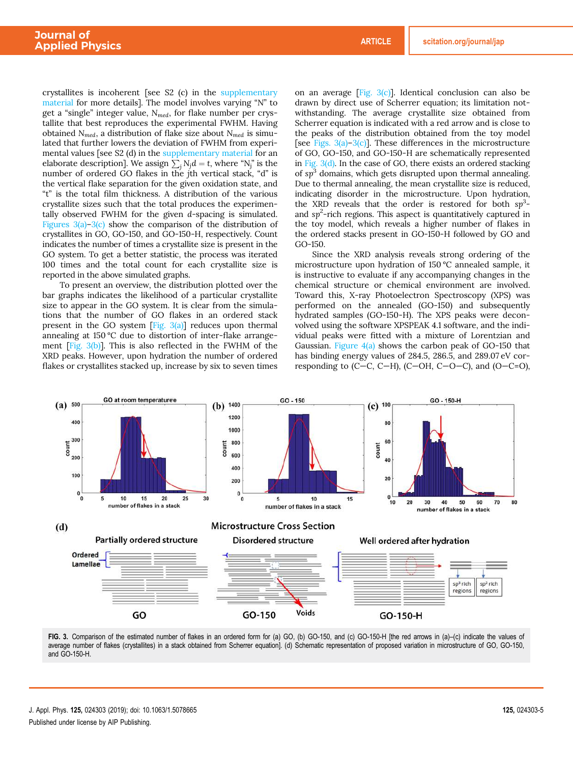crystallites is incoherent [see S2 (c) in the supplementary material for more details]. The model involves varying "N" to get a "single" integer value, $N_{med}$, for flake number per crystallite that best reproduces the experimental FWHM. Having obtained $N_{med}$, a distribution of flake size about $N_{med}$ is simulated that further lowers the deviation of FWHM from experimental values [see S2 (d) in the supplementary material for an elaborate description]. We assign $\sum_j N_j d = t$, where "$N_j$" is the number of ordered GO flakes in the $j$th vertical stack, "d" is the vertical flake separation for the given oxidation state, and "t" is the total film thickness. A distribution of the various crystallite sizes such that the total produces the experimentally observed FWHM for the given $d$-spacing is simulated. Figures 3(a)–3(c) show the comparison of the distribution of crystallites in GO, GO-150, and GO-150-H, respectively. Count indicates the number of times a crystallite size is present in the GO system. To get a better statistic, the process was iterated 100 times and the total count for each crystallite size is reported in the above simulated graphs.

To present an overview, the distribution plotted over the bar graphs indicates the likelihood of a particular crystallite size to appear in the GO system. It is clear from the simulations that the number of GO flakes in an ordered stack present in the GO system [Fig. 3(a)] reduces upon thermal annealing at 150 °C due to distortion of inter-flake arrangement [Fig. 3(b)]. This is also reflected in the FWHM of the XRD peaks. However, upon hydration the number of ordered flakes or crystallites stacked up, increase by six to seven times on an average [Fig. 3(c)]. Identical conclusion can also be drawn by direct use of Scherrer equation; its limitation notwithstanding. The average crystallite size obtained from Scherrer equation is indicated with a red arrow and is close to the peaks of the distribution obtained from the toy model [see Figs. 3(a)–3(c)]. These differences in the microstructure of GO, GO-150, and GO-150-H are schematically represented in Fig. 3(d). In the case of GO, there exists an ordered stacking of $sp^3$ domains, which gets disrupted upon thermal annealing. Due to thermal annealing, the mean crystallite size is reduced, indicating disorder in the microstructure. Upon hydration, the XRD reveals that the order is restored for both $sp^3$- and $sp^2$-rich regions. This aspect is quantitatively captured in the toy model, which reveals a higher number of flakes in the ordered stacks present in GO-150-H followed by GO and GO-150.

Since the XRD analysis reveals strong ordering of the microstructure upon hydration of 150 °C annealed sample, it is instructive to evaluate if any accompanying changes in the chemical structure or chemical environment are involved. Toward this, X-ray Photoelectron Spectroscopy (XPS) was performed on the annealed (GO-150) and subsequently hydrated samples (GO-150-H). The XPS peaks were deconvolved using the software XPSPEAK 4.1 software, and the individual peaks were fitted with a mixture of Lorentzian and Gaussian. Figure 4(a) shows the carbon peak of GO-150 that has binding energy values of 284.5, 286.5, and 289.07 eV corresponding to (C—C, C—H), (C—OH, C—O—C), and (O—C=O),

FIG. 3. Comparison of the estimated number of flakes in an ordered form for (a) GO, (b) GO-150, and (c) GO-150-H [the red arrows in (a)–(c) indicate the values of average number of flakes (crystallites) in a stack obtained from Scherrer equation]. (d) Schematic representation of proposed variation in microstructure of GO, GO-150, and GO-150-H.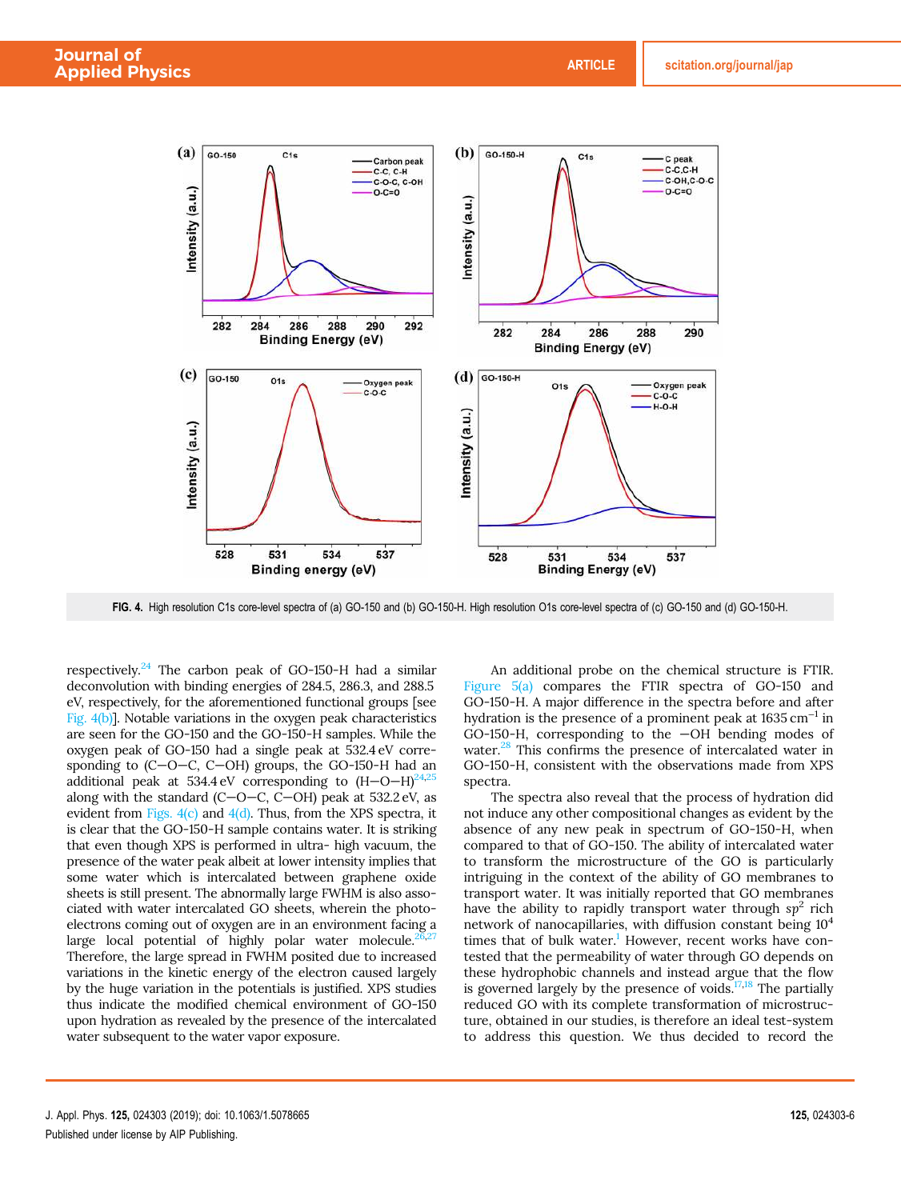FIG. 4. High resolution C1s core-level spectra of (a) GO-150 and (b) GO-150-H. High resolution O1s core-level spectra of (c) GO-150 and (d) GO-150-H.

respectively.[24] The carbon peak of GO-150-H had a similar deconvolution with binding energies of 284.5, 286.3, and 288.5 eV, respectively, for the aforementioned functional groups [see Fig. 4(b)]. Notable variations in the oxygen peak characteristics are seen for the GO-150 and the GO-150-H samples. While the oxygen peak of GO-150 had a single peak at 532.4 eV corresponding to (C—O—C, C—OH) groups, the GO-150-H had an additional peak at 534.4 eV corresponding to (H—O—H)[24,25] along with the standard (C—O—C, C—OH) peak at 532.2 eV, as evident from Figs. 4(c) and 4(d). Thus, from the XPS spectra, it is clear that the GO-150-H sample contains water. It is striking that even though XPS is performed in ultra- high vacuum, the presence of the water peak albeit at lower intensity implies that some water which is intercalated between graphene oxide sheets is still present. The abnormally large FWHM is also associated with water intercalated GO sheets, wherein the photoelectrons coming out of oxygen are in an environment facing a large local potential of highly polar water molecule.[26,27] Therefore, the large spread in FWHM posited due to increased variations in the kinetic energy of the electron caused largely by the huge variation in the potentials is justified. XPS studies thus indicate the modified chemical environment of GO-150 upon hydration as revealed by the presence of the intercalated water subsequent to the water vapor exposure.

An additional probe on the chemical structure is FTIR. Figure 5(a) compares the FTIR spectra of GO-150 and GO-150-H. A major difference in the spectra before and after hydration is the presence of a prominent peak at 1635 $cm^{-1}$ in GO-150-H, corresponding to the —OH bending modes of water.[28] This confirms the presence of intercalated water in GO-150-H, consistent with the observations made from XPS spectra.

The spectra also reveal that the process of hydration did not induce any other compositional changes as evident by the absence of any new peak in spectrum of GO-150-H, when compared to that of GO-150. The ability of intercalated water to transform the microstructure of the GO is particularly intriguing in the context of the ability of GO membranes to transport water. It was initially reported that GO membranes have the ability to rapidly transport water through $sp^2$ rich network of nanocapillaries, with diffusion constant being $10^4$ times that of bulk water.[1] However, recent works have contested that the permeability of water through GO depends on these hydrophobic channels and instead argue that the flow is governed largely by the presence of voids.[17,18] The partially reduced GO with its complete transformation of microstructure, obtained in our studies, is therefore an ideal test-system to address this question. We thus decided to record the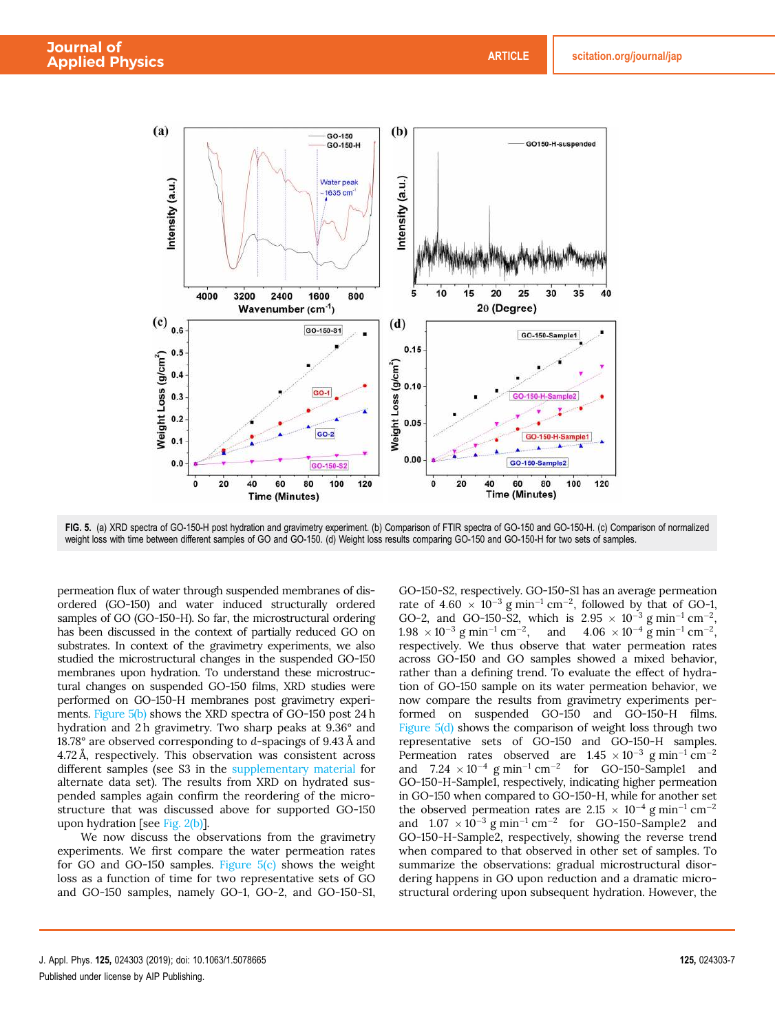FIG. 5. (a) XRD spectra of GO-150-H post hydration and gravimetry experiment. (b) Comparison of FTIR spectra of GO-150 and GO-150-H. (c) Comparison of normalized weight loss with time between different samples of GO and GO-150. (d) Weight loss results comparing GO-150 and GO-150-H for two sets of samples.

permeation flux of water through suspended membranes of disordered (GO-150) and water induced structurally ordered samples of GO (GO-150-H). So far, the microstructural ordering has been discussed in the context of partially reduced GO on substrates. In context of the gravimetry experiments, we also studied the microstructural changes in the suspended GO-150 membranes upon hydration. To understand these microstructural changes on suspended GO-150 films, XRD studies were performed on GO-150-H membranes post gravimetry experiments. Figure 5(b) shows the XRD spectra of GO-150 post 24 h hydration and 2 h gravimetry. Two sharp peaks at 9.36° and 18.78° are observed corresponding to $d$-spacings of 9.43 Å and 4.72 Å, respectively. This observation was consistent across different samples (see S3 in the supplementary material for alternate data set). The results from XRD on hydrated suspended samples again confirm the reordering of the microstructure that was discussed above for supported GO-150 upon hydration [see Fig. 2(b)].

We now discuss the observations from the gravimetry experiments. We first compare the water permeation rates for GO and GO-150 samples. Figure 5(c) shows the weight loss as a function of time for two representative sets of GO and GO-150 samples, namely GO-1, GO-2, and GO-150-S1, GO-150-S2, respectively. GO-150-S1 has an average permeation rate of $4.60 \times 10^{-3}$ g min$^{-1}$ cm$^{-2}$, followed by that of GO-1, GO-2, and GO-150-S2, which is $2.95 \times 10^{-3}$ g min$^{-1}$ cm$^{-2}$, $1.98 \times 10^{-3}$ g min$^{-1}$ cm$^{-2}$, and $4.06 \times 10^{-4}$ g min$^{-1}$ cm$^{-2}$, respectively. We thus observe that water permeation rates across GO-150 and GO samples showed a mixed behavior, rather than a defining trend. To evaluate the effect of hydration of GO-150 sample on its water permeation behavior, we now compare the results from gravimetry experiments performed on suspended GO-150 and GO-150-H films. Figure 5(d) shows the comparison of weight loss through two representative sets of GO-150 and GO-150-H samples. Permeation rates observed are $1.45 \times 10^{-3}$ g min$^{-1}$ cm$^{-2}$ and $7.24 \times 10^{-4}$ g min$^{-1}$ cm$^{-2}$ for GO-150-Sample1 and GO-150-H-Sample1, respectively, indicating higher permeation in GO-150 when compared to GO-150-H, while for another set the observed permeation rates are $2.15 \times 10^{-4}$ g min$^{-1}$ cm$^{-2}$ and $1.07 \times 10^{-3}$ g min$^{-1}$ cm$^{-2}$ for GO-150-Sample2 and GO-150-H-Sample2, respectively, showing the reverse trend when compared to that observed in other set of samples. To summarize the observations: gradual microstructural disordering happens in GO upon reduction and a dramatic microstructural ordering upon subsequent hydration. However, the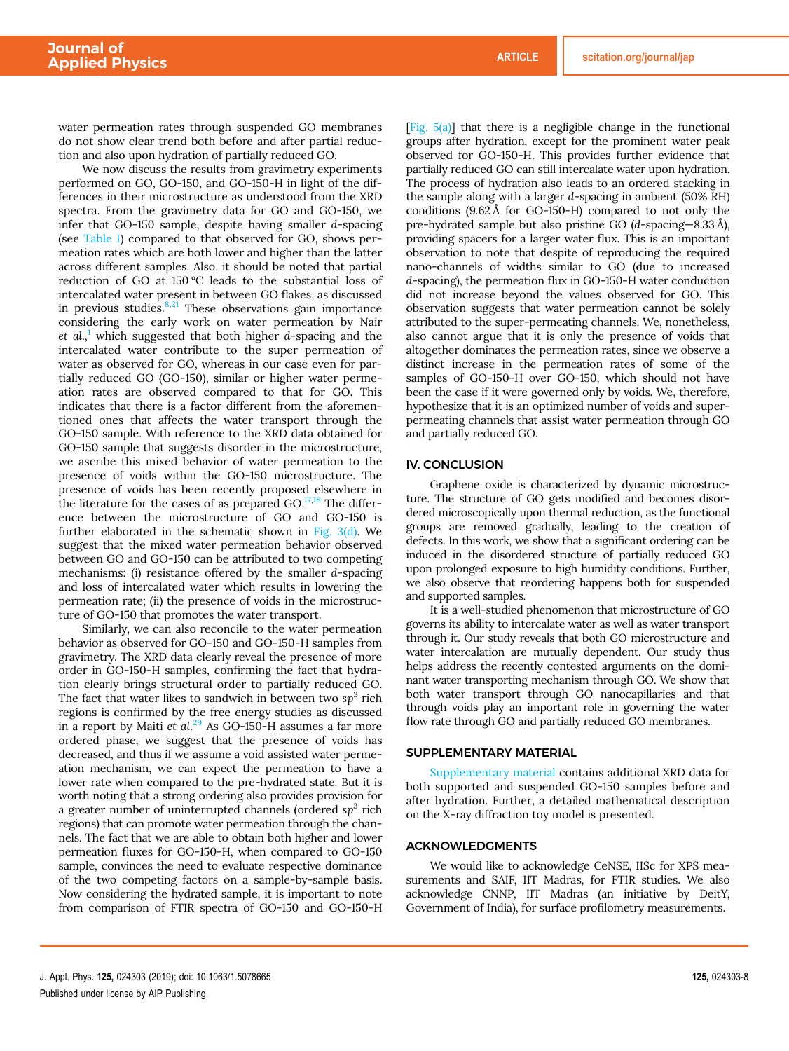water permeation rates through suspended GO membranes do not show clear trend both before and after partial reduction and also upon hydration of partially reduced GO.

We now discuss the results from gravimetry experiments performed on GO, GO-150, and GO-150-H in light of the differences in their microstructure as understood from the XRD spectra. From the gravimetry data for GO and GO-150, we infer that GO-150 sample, despite having smaller *d*-spacing (see Table I) compared to that observed for GO, shows permeation rates which are both lower and higher than the latter across different samples. Also, it should be noted that partial reduction of GO at 150 °C leads to the substantial loss of intercalated water present in between GO flakes, as discussed in previous studies.[8,21] These observations gain importance considering the early work on water permeation by Nair *et al.*,[1] which suggested that both higher *d*-spacing and the intercalated water contribute to the super permeation of water as observed for GO, whereas in our case even for partially reduced GO (GO-150), similar or higher water permeation rates are observed compared to that for GO. This indicates that there is a factor different from the aforementioned ones that affects the water transport through the GO-150 sample. With reference to the XRD data obtained for GO-150 sample that suggests disorder in the microstructure, we ascribe this mixed behavior of water permeation to the presence of voids within the GO-150 microstructure. The presence of voids has been recently proposed elsewhere in the literature for the cases of as prepared GO.[17,18] The difference between the microstructure of GO and GO-150 is further elaborated in the schematic shown in Fig. 3(d). We suggest that the mixed water permeation behavior observed between GO and GO-150 can be attributed to two competing mechanisms: (i) resistance offered by the smaller *d*-spacing and loss of intercalated water which results in lowering the permeation rate; (ii) the presence of voids in the microstructure of GO-150 that promotes the water transport.

Similarly, we can also reconcile to the water permeation behavior as observed for GO-150 and GO-150-H samples from gravimetry. The XRD data clearly reveal the presence of more order in GO-150-H samples, confirming the fact that hydration clearly brings structural order to partially reduced GO. The fact that water likes to sandwich in between two $sp^3$ rich regions is confirmed by the free energy studies as discussed in a report by Maiti *et al.*[29] As GO-150-H assumes a far more ordered phase, we suggest that the presence of voids has decreased, and thus if we assume a void assisted water permeation mechanism, we can expect the permeation to have a lower rate when compared to the pre-hydrated state. But it is worth noting that a strong ordering also provides provision for a greater number of uninterrupted channels (ordered $sp^3$ rich regions) that can promote water permeation through the channels. The fact that we are able to obtain both higher and lower permeation fluxes for GO-150-H, when compared to GO-150 sample, convinces the need to evaluate respective dominance of the two competing factors on a sample-by-sample basis. Now considering the hydrated sample, it is important to note from comparison of FTIR spectra of GO-150 and GO-150-H [Fig. 5(a)] that there is a negligible change in the functional groups after hydration, except for the prominent water peak observed for GO-150-H. This provides further evidence that partially reduced GO can still intercalate water upon hydration. The process of hydration also leads to an ordered stacking in the sample along with a larger *d*-spacing in ambient (50% RH) conditions (9.62 Å for GO-150-H) compared to not only the pre-hydrated sample but also pristine GO (*d*-spacing—8.33 Å), providing spacers for a larger water flux. This is an important observation to note that despite of reproducing the required nano-channels of widths similar to GO (due to increased *d*-spacing), the permeation flux in GO-150-H water conduction did not increase beyond the values observed for GO. This observation suggests that water permeation cannot be solely attributed to the super-permeating channels. We, nonetheless, also cannot argue that it is only the presence of voids that altogether dominates the permeation rates, since we observe a distinct increase in the permeation rates of some of the samples of GO-150-H over GO-150, which should not have been the case if it were governed only by voids. We, therefore, hypothesize that it is an optimized number of voids and super-permeating channels that assist water permeation through GO and partially reduced GO.

## IV. CONCLUSION

Graphene oxide is characterized by dynamic microstructure. The structure of GO gets modified and becomes disordered microscopically upon thermal reduction, as the functional groups are removed gradually, leading to the creation of defects. In this work, we show that a significant ordering can be induced in the disordered structure of partially reduced GO upon prolonged exposure to high humidity conditions. Further, we also observe that reordering happens both for suspended and supported samples.

It is a well-studied phenomenon that microstructure of GO governs its ability to intercalate water as well as water transport through it. Our study reveals that both GO microstructure and water intercalation are mutually dependent. Our study thus helps address the recently contested arguments on the dominant water transporting mechanism through GO. We show that both water transport through GO nanocapillaries and that through voids play an important role in governing the water flow rate through GO and partially reduced GO membranes.

## SUPPLEMENTARY MATERIAL

Supplementary material contains additional XRD data for both supported and suspended GO-150 samples before and after hydration. Further, a detailed mathematical description on the X-ray diffraction toy model is presented.

## ACKNOWLEDGMENTS

We would like to acknowledge CeNSE, IISc for XPS measurements and SAIF, IIT Madras, for FTIR studies. We also acknowledge CNNP, IIT Madras (an initiative by DeitY, Government of India), for surface profilometry measurements.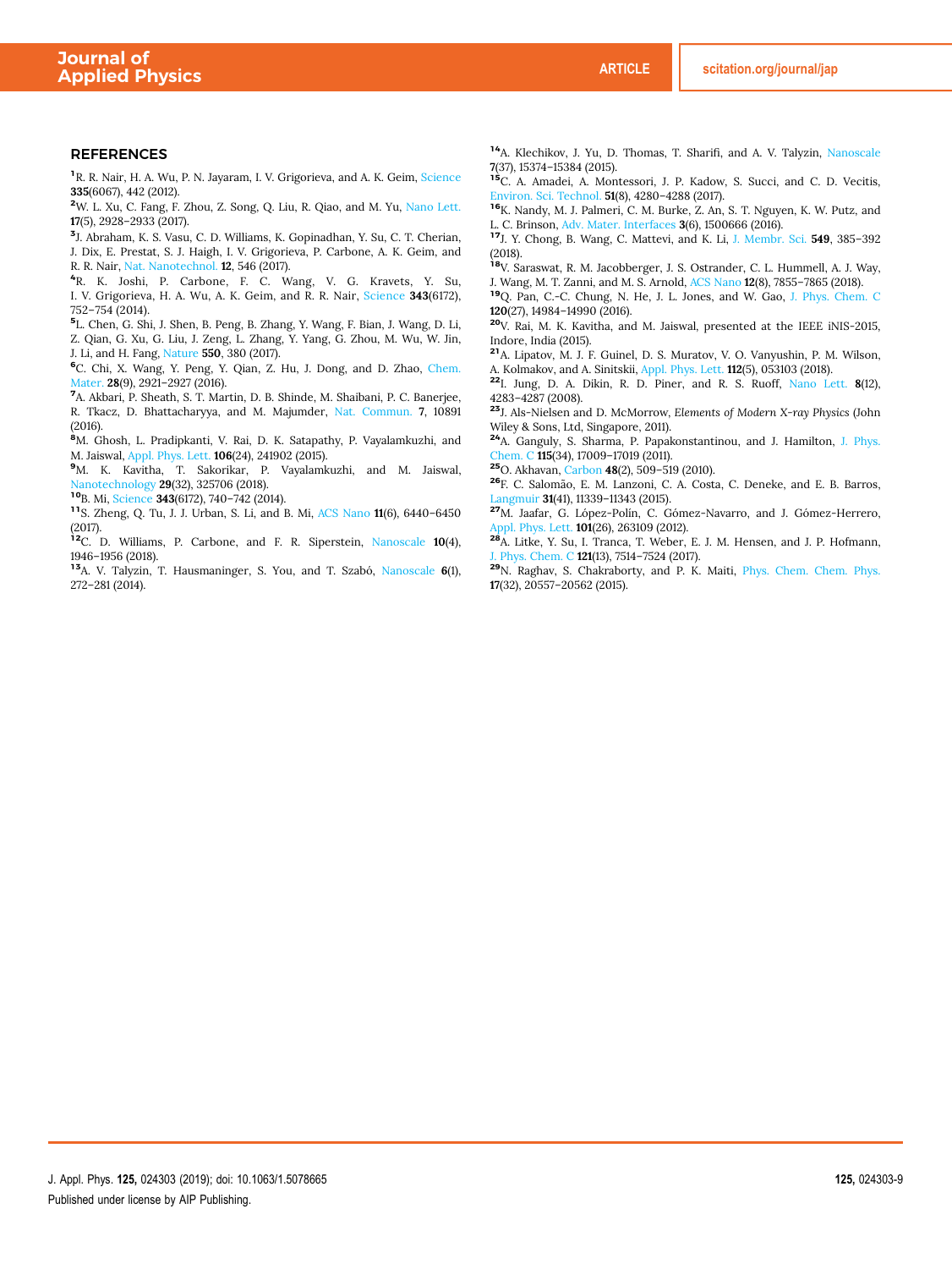## REFERENCES

[1] R. R. Nair, H. A. Wu, P. N. Jayaram, I. V. Grigorieva, and A. K. Geim, Science **335**(6067), 442 (2012).

[2] W. L. Xu, C. Fang, F. Zhou, Z. Song, Q. Liu, R. Qiao, and M. Yu, Nano Lett. **17**(5), 2928–2933 (2017).

[3] J. Abraham, K. S. Vasu, C. D. Williams, K. Gopinadhan, Y. Su, C. T. Cherian, J. Dix, E. Prestat, S. J. Haigh, I. V. Grigorieva, P. Carbone, A. K. Geim, and R. R. Nair, Nat. Nanotechnol. **12**, 546 (2017).

[4] R. K. Joshi, P. Carbone, F. C. Wang, V. G. Kravets, Y. Su, I. V. Grigorieva, H. A. Wu, A. K. Geim, and R. R. Nair, Science **343**(6172), 752–754 (2014).

[5] L. Chen, G. Shi, J. Shen, B. Peng, B. Zhang, Y. Wang, F. Bian, J. Wang, D. Li, Z. Qian, G. Xu, G. Liu, J. Zeng, L. Zhang, Y. Yang, G. Zhou, M. Wu, W. Jin, J. Li, and H. Fang, Nature **550**, 380 (2017).

[6] C. Chi, X. Wang, Y. Peng, Y. Qian, Z. Hu, J. Dong, and D. Zhao, Chem. Mater. **28**(9), 2921–2927 (2016).

[7] A. Akbari, P. Sheath, S. T. Martin, D. B. Shinde, M. Shaibani, P. C. Banerjee, R. Tkacz, D. Bhattacharyya, and M. Majumder, Nat. Commun. **7**, 10891 (2016).

[8] M. Ghosh, L. Pradipkanti, V. Rai, D. K. Satapathy, P. Vayalamkuzhi, and M. Jaiswal, Appl. Phys. Lett. **106**(24), 241902 (2015).

[9] M. K. Kavitha, T. Sakorikar, P. Vayalamkuzhi, and M. Jaiswal, Nanotechnology **29**(32), 325706 (2018).

[10] B. Mi, Science **343**(6172), 740–742 (2014).

[11] S. Zheng, Q. Tu, J. J. Urban, S. Li, and B. Mi, ACS Nano **11**(6), 6440–6450 (2017).

[12] C. D. Williams, P. Carbone, and F. R. Siperstein, Nanoscale **10**(4), 1946–1956 (2018).

[13] A. V. Talyzin, T. Hausmaninger, S. You, and T. Szabó, Nanoscale **6**(1), 272–281 (2014).

[14] A. Klechikov, J. Yu, D. Thomas, T. Sharifi, and A. V. Talyzin, Nanoscale **7**(37), 15374–15384 (2015).

[15] C. A. Amadei, A. Montessori, J. P. Kadow, S. Succi, and C. D. Vecitis, Environ. Sci. Technol. **51**(8), 4280–4288 (2017).

[16] K. Nandy, M. J. Palmeri, C. M. Burke, Z. An, S. T. Nguyen, K. W. Putz, and L. C. Brinson, Adv. Mater. Interfaces **3**(6), 1500666 (2016).

[17] J. Y. Chong, B. Wang, C. Mattevi, and K. Li, J. Membr. Sci. **549**, 385–392 (2018).

[18] V. Saraswat, R. M. Jacobberger, J. S. Ostrander, C. L. Hummell, A. J. Way, J. Wang, M. T. Zanni, and M. S. Arnold, ACS Nano **12**(8), 7855–7865 (2018).

[19] Q. Pan, C.-C. Chung, N. He, J. L. Jones, and W. Gao, J. Phys. Chem. C **120**(27), 14984–14990 (2016).

[20] V. Rai, M. K. Kavitha, and M. Jaiswal, presented at the IEEE iNIS-2015, Indore, India (2015).

[21] A. Lipatov, M. J. F. Guinel, D. S. Muratov, V. O. Vanyushin, P. M. Wilson, A. Kolmakov, and A. Sinitskii, Appl. Phys. Lett. **112**(5), 053103 (2018).

[22] I. Jung, D. A. Dikin, R. D. Piner, and R. S. Ruoff, Nano Lett. **8**(12), 4283–4287 (2008).

[23] J. Als-Nielsen and D. McMorrow, *Elements of Modern X-ray Physics* (John Wiley & Sons, Ltd, Singapore, 2011).

[24] A. Ganguly, S. Sharma, P. Papakonstantinou, and J. Hamilton, J. Phys. Chem. C **115**(34), 17009–17019 (2011).

[25] O. Akhavan, Carbon **48**(2), 509–519 (2010).

[26] F. C. Salomão, E. M. Lanzoni, C. A. Costa, C. Deneke, and E. B. Barros, Langmuir **31**(41), 11339–11343 (2015).

[27] M. Jaafar, G. López-Polín, C. Gómez-Navarro, and J. Gómez-Herrero, Appl. Phys. Lett. **101**(26), 263109 (2012).

[28] A. Litke, Y. Su, I. Tranca, T. Weber, E. J. M. Hensen, and J. P. Hofmann, J. Phys. Chem. C **121**(13), 7514–7524 (2017).

[29] N. Raghav, S. Chakraborty, and P. K. Maiti, Phys. Chem. Chem. Phys. **17**(32), 20557–20562 (2015).